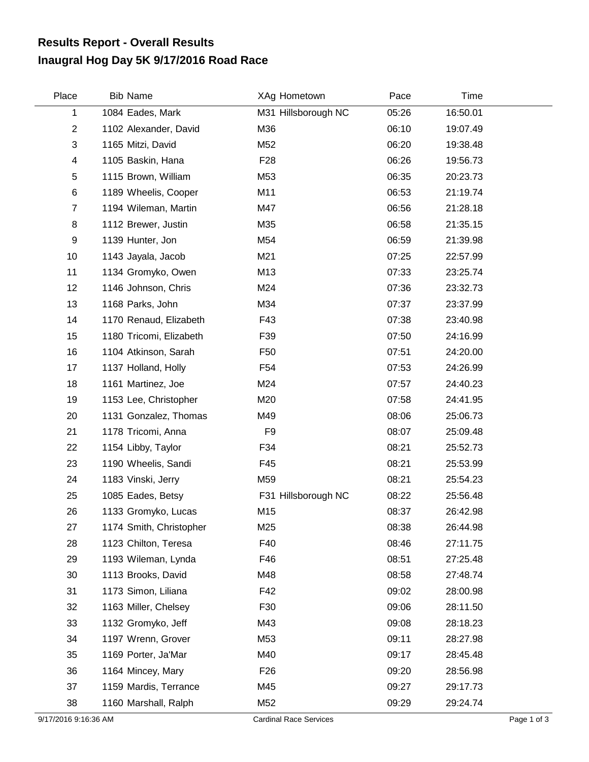# Results Report - Overall Results
# Inaugral Hog Day 5K 9/17/2016 Road Race

| Place | Bib | Name | XAg | Hometown | Pace | Time |
|---|---|---|---|---|---|---|
| 1 | 1084 | Eades, Mark | M31 | Hillsborough NC | 05:26 | 16:50.01 |
| 2 | 1102 | Alexander, David | M36 | | 06:10 | 19:07.49 |
| 3 | 1165 | Mitzi, David | M52 | | 06:20 | 19:38.48 |
| 4 | 1105 | Baskin, Hana | F28 | | 06:26 | 19:56.73 |
| 5 | 1115 | Brown, William | M53 | | 06:35 | 20:23.73 |
| 6 | 1189 | Wheelis, Cooper | M11 | | 06:53 | 21:19.74 |
| 7 | 1194 | Wileman, Martin | M47 | | 06:56 | 21:28.18 |
| 8 | 1112 | Brewer, Justin | M35 | | 06:58 | 21:35.15 |
| 9 | 1139 | Hunter, Jon | M54 | | 06:59 | 21:39.98 |
| 10 | 1143 | Jayala, Jacob | M21 | | 07:25 | 22:57.99 |
| 11 | 1134 | Gromyko, Owen | M13 | | 07:33 | 23:25.74 |
| 12 | 1146 | Johnson, Chris | M24 | | 07:36 | 23:32.73 |
| 13 | 1168 | Parks, John | M34 | | 07:37 | 23:37.99 |
| 14 | 1170 | Renaud, Elizabeth | F43 | | 07:38 | 23:40.98 |
| 15 | 1180 | Tricomi, Elizabeth | F39 | | 07:50 | 24:16.99 |
| 16 | 1104 | Atkinson, Sarah | F50 | | 07:51 | 24:20.00 |
| 17 | 1137 | Holland, Holly | F54 | | 07:53 | 24:26.99 |
| 18 | 1161 | Martinez, Joe | M24 | | 07:57 | 24:40.23 |
| 19 | 1153 | Lee, Christopher | M20 | | 07:58 | 24:41.95 |
| 20 | 1131 | Gonzalez, Thomas | M49 | | 08:06 | 25:06.73 |
| 21 | 1178 | Tricomi, Anna | F9 | | 08:07 | 25:09.48 |
| 22 | 1154 | Libby, Taylor | F34 | | 08:21 | 25:52.73 |
| 23 | 1190 | Wheelis, Sandi | F45 | | 08:21 | 25:53.99 |
| 24 | 1183 | Vinski, Jerry | M59 | | 08:21 | 25:54.23 |
| 25 | 1085 | Eades, Betsy | F31 | Hillsborough NC | 08:22 | 25:56.48 |
| 26 | 1133 | Gromyko, Lucas | M15 | | 08:37 | 26:42.98 |
| 27 | 1174 | Smith, Christopher | M25 | | 08:38 | 26:44.98 |
| 28 | 1123 | Chilton, Teresa | F40 | | 08:46 | 27:11.75 |
| 29 | 1193 | Wileman, Lynda | F46 | | 08:51 | 27:25.48 |
| 30 | 1113 | Brooks, David | M48 | | 08:58 | 27:48.74 |
| 31 | 1173 | Simon, Liliana | F42 | | 09:02 | 28:00.98 |
| 32 | 1163 | Miller, Chelsey | F30 | | 09:06 | 28:11.50 |
| 33 | 1132 | Gromyko, Jeff | M43 | | 09:08 | 28:18.23 |
| 34 | 1197 | Wrenn, Grover | M53 | | 09:11 | 28:27.98 |
| 35 | 1169 | Porter, Ja'Mar | M40 | | 09:17 | 28:45.48 |
| 36 | 1164 | Mincey, Mary | F26 | | 09:20 | 28:56.98 |
| 37 | 1159 | Mardis, Terrance | M45 | | 09:27 | 29:17.73 |
| 38 | 1160 | Marshall, Ralph | M52 | | 09:29 | 29:24.74 |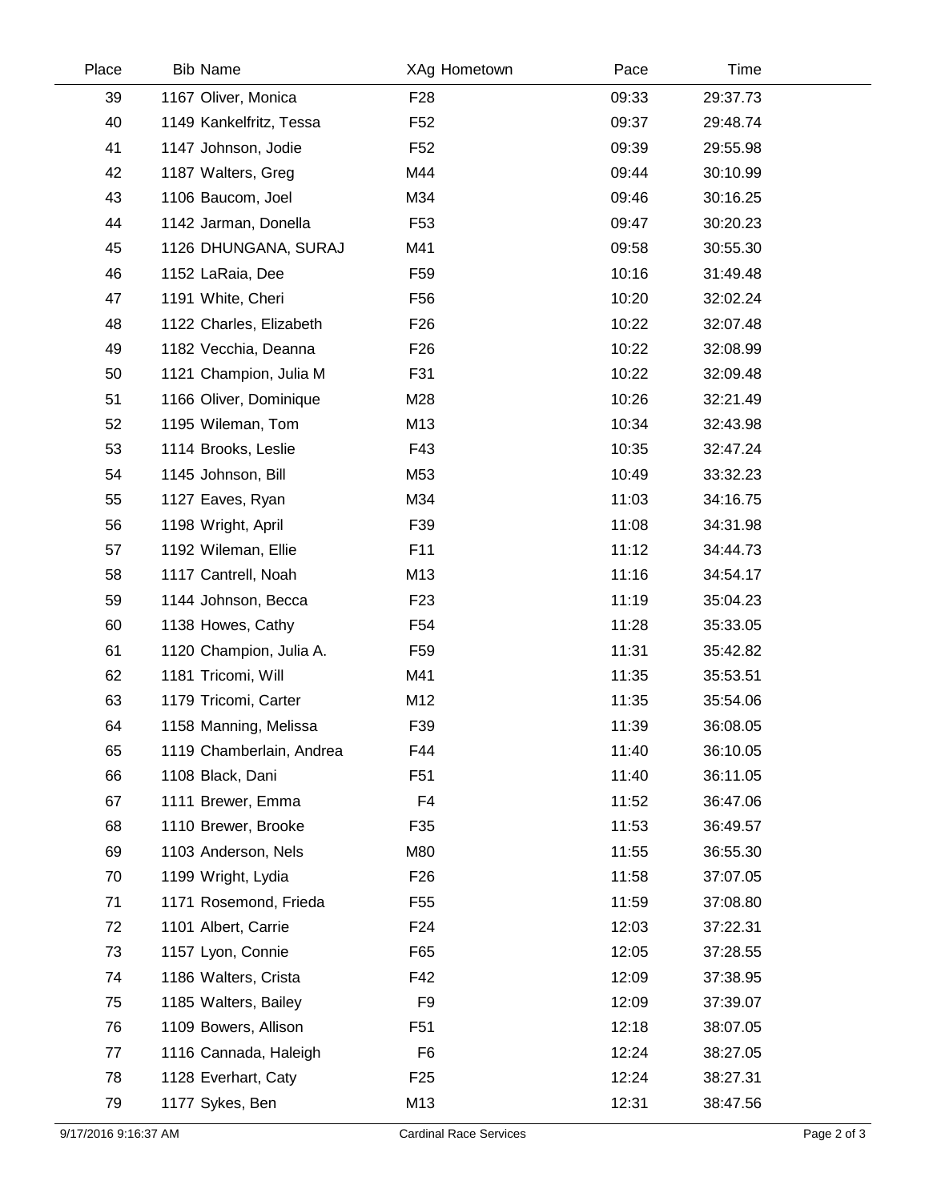| Place | Bib | Name | XAg | Hometown | Pace | Time |
|---|---|---|---|---|---|---|
| 39 | 1167 | Oliver, Monica | F28 | | 09:33 | 29:37.73 |
| 40 | 1149 | Kankelfritz, Tessa | F52 | | 09:37 | 29:48.74 |
| 41 | 1147 | Johnson, Jodie | F52 | | 09:39 | 29:55.98 |
| 42 | 1187 | Walters, Greg | M44 | | 09:44 | 30:10.99 |
| 43 | 1106 | Baucom, Joel | M34 | | 09:46 | 30:16.25 |
| 44 | 1142 | Jarman, Donella | F53 | | 09:47 | 30:20.23 |
| 45 | 1126 | DHUNGANA, SURAJ | M41 | | 09:58 | 30:55.30 |
| 46 | 1152 | LaRaia, Dee | F59 | | 10:16 | 31:49.48 |
| 47 | 1191 | White, Cheri | F56 | | 10:20 | 32:02.24 |
| 48 | 1122 | Charles, Elizabeth | F26 | | 10:22 | 32:07.48 |
| 49 | 1182 | Vecchia, Deanna | F26 | | 10:22 | 32:08.99 |
| 50 | 1121 | Champion, Julia M | F31 | | 10:22 | 32:09.48 |
| 51 | 1166 | Oliver, Dominique | M28 | | 10:26 | 32:21.49 |
| 52 | 1195 | Wileman, Tom | M13 | | 10:34 | 32:43.98 |
| 53 | 1114 | Brooks, Leslie | F43 | | 10:35 | 32:47.24 |
| 54 | 1145 | Johnson, Bill | M53 | | 10:49 | 33:32.23 |
| 55 | 1127 | Eaves, Ryan | M34 | | 11:03 | 34:16.75 |
| 56 | 1198 | Wright, April | F39 | | 11:08 | 34:31.98 |
| 57 | 1192 | Wileman, Ellie | F11 | | 11:12 | 34:44.73 |
| 58 | 1117 | Cantrell, Noah | M13 | | 11:16 | 34:54.17 |
| 59 | 1144 | Johnson, Becca | F23 | | 11:19 | 35:04.23 |
| 60 | 1138 | Howes, Cathy | F54 | | 11:28 | 35:33.05 |
| 61 | 1120 | Champion, Julia A. | F59 | | 11:31 | 35:42.82 |
| 62 | 1181 | Tricomi, Will | M41 | | 11:35 | 35:53.51 |
| 63 | 1179 | Tricomi, Carter | M12 | | 11:35 | 35:54.06 |
| 64 | 1158 | Manning, Melissa | F39 | | 11:39 | 36:08.05 |
| 65 | 1119 | Chamberlain, Andrea | F44 | | 11:40 | 36:10.05 |
| 66 | 1108 | Black, Dani | F51 | | 11:40 | 36:11.05 |
| 67 | 1111 | Brewer, Emma | F4 | | 11:52 | 36:47.06 |
| 68 | 1110 | Brewer, Brooke | F35 | | 11:53 | 36:49.57 |
| 69 | 1103 | Anderson, Nels | M80 | | 11:55 | 36:55.30 |
| 70 | 1199 | Wright, Lydia | F26 | | 11:58 | 37:07.05 |
| 71 | 1171 | Rosemond, Frieda | F55 | | 11:59 | 37:08.80 |
| 72 | 1101 | Albert, Carrie | F24 | | 12:03 | 37:22.31 |
| 73 | 1157 | Lyon, Connie | F65 | | 12:05 | 37:28.55 |
| 74 | 1186 | Walters, Crista | F42 | | 12:09 | 37:38.95 |
| 75 | 1185 | Walters, Bailey | F9 | | 12:09 | 37:39.07 |
| 76 | 1109 | Bowers, Allison | F51 | | 12:18 | 38:07.05 |
| 77 | 1116 | Cannada, Haleigh | F6 | | 12:24 | 38:27.05 |
| 78 | 1128 | Everhart, Caty | F25 | | 12:24 | 38:27.31 |
| 79 | 1177 | Sykes, Ben | M13 | | 12:31 | 38:47.56 |

9/17/2016 9:16:37 AM — Cardinal Race Services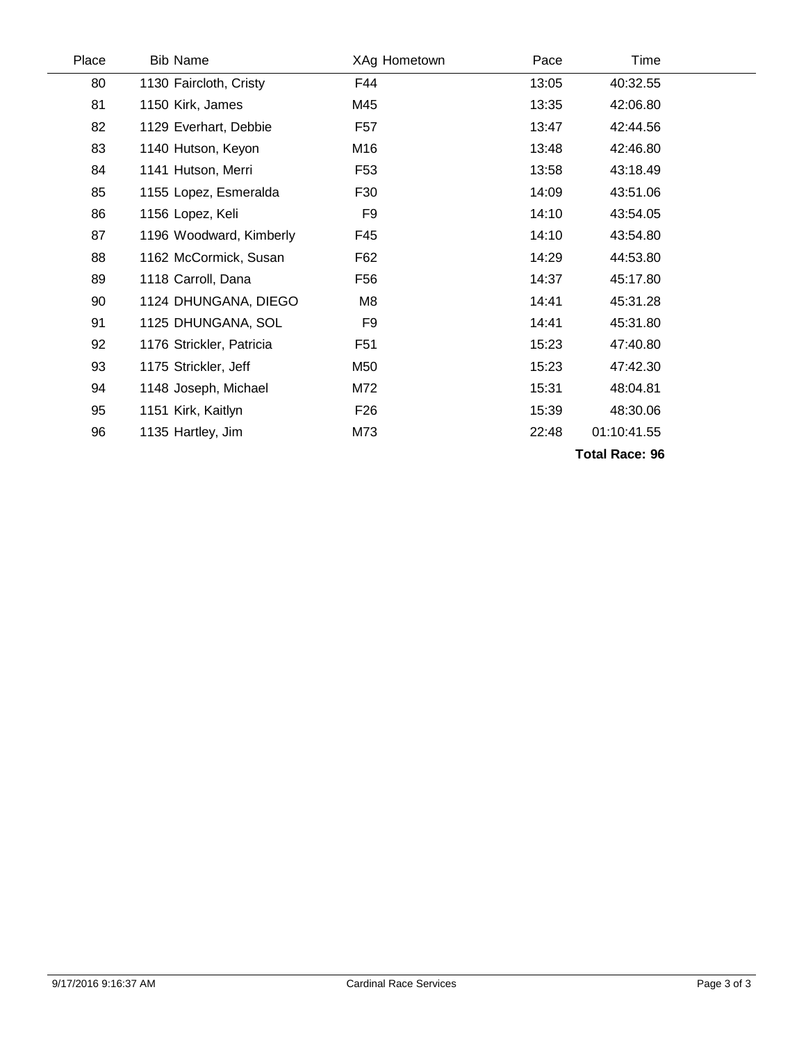| Place | Bib | Name | XAg | Hometown | Pace | Time |
|---|---|---|---|---|---|---|
| 80 | 1130 | Faircloth, Cristy | F44 | | 13:05 | 40:32.55 |
| 81 | 1150 | Kirk, James | M45 | | 13:35 | 42:06.80 |
| 82 | 1129 | Everhart, Debbie | F57 | | 13:47 | 42:44.56 |
| 83 | 1140 | Hutson, Keyon | M16 | | 13:48 | 42:46.80 |
| 84 | 1141 | Hutson, Merri | F53 | | 13:58 | 43:18.49 |
| 85 | 1155 | Lopez, Esmeralda | F30 | | 14:09 | 43:51.06 |
| 86 | 1156 | Lopez, Keli | F9 | | 14:10 | 43:54.05 |
| 87 | 1196 | Woodward, Kimberly | F45 | | 14:10 | 43:54.80 |
| 88 | 1162 | McCormick, Susan | F62 | | 14:29 | 44:53.80 |
| 89 | 1118 | Carroll, Dana | F56 | | 14:37 | 45:17.80 |
| 90 | 1124 | DHUNGANA, DIEGO | M8 | | 14:41 | 45:31.28 |
| 91 | 1125 | DHUNGANA, SOL | F9 | | 14:41 | 45:31.80 |
| 92 | 1176 | Strickler, Patricia | F51 | | 15:23 | 47:40.80 |
| 93 | 1175 | Strickler, Jeff | M50 | | 15:23 | 47:42.30 |
| 94 | 1148 | Joseph, Michael | M72 | | 15:31 | 48:04.81 |
| 95 | 1151 | Kirk, Kaitlyn | F26 | | 15:39 | 48:30.06 |
| 96 | 1135 | Hartley, Jim | M73 | | 22:48 | 01:10:41.55 |

**Total Race: 96**

9/17/2016 9:16:37 AM

Cardinal Race Services